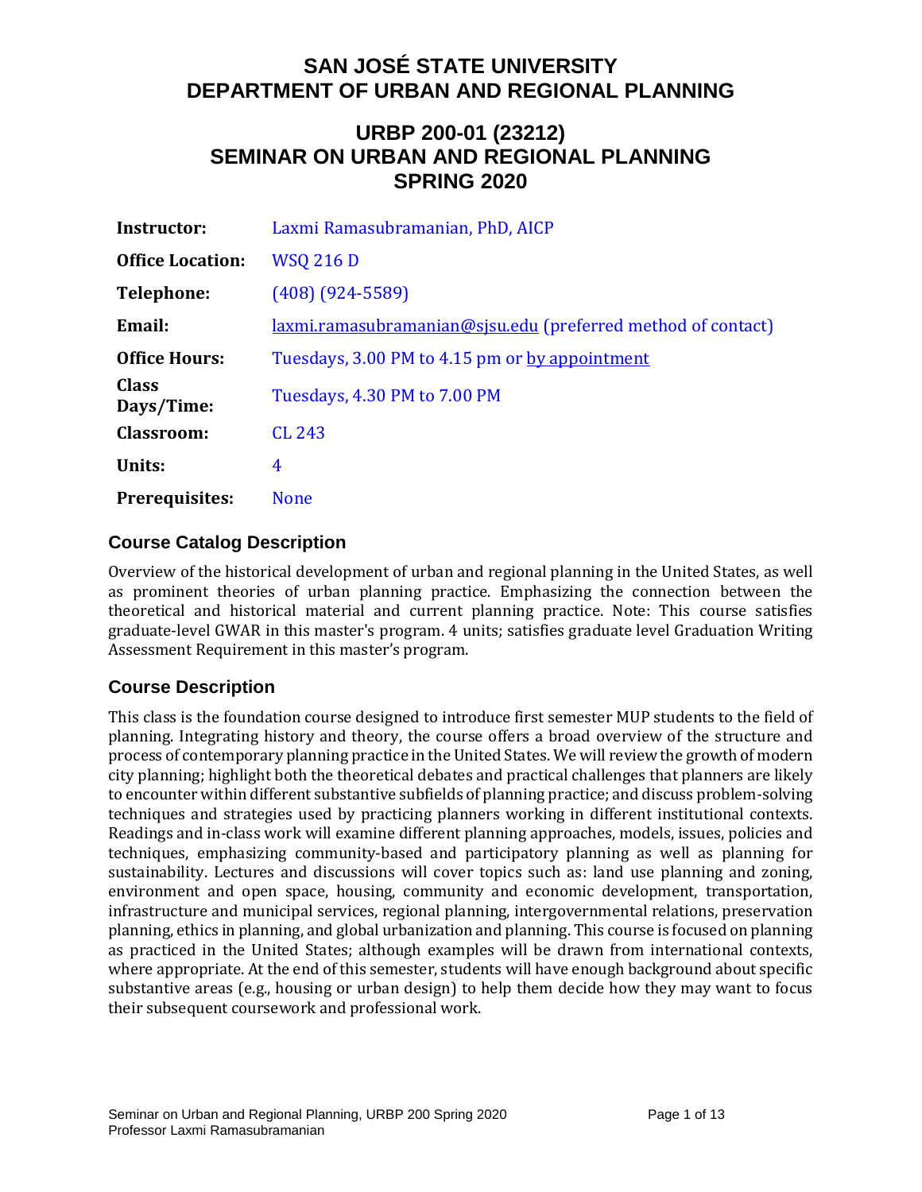# SAN JOSÉ STATE UNIVERSITY
# DEPARTMENT OF URBAN AND REGIONAL PLANNING

## URBP 200-01 (23212)
## SEMINAR ON URBAN AND REGIONAL PLANNING
## SPRING 2020

| | |
|---|---|
| **Instructor:** | Laxmi Ramasubramanian, PhD, AICP |
| **Office Location:** | WSQ 216 D |
| **Telephone:** | (408) (924-5589) |
| **Email:** | laxmi.ramasubramanian@sjsu.edu (preferred method of contact) |
| **Office Hours:** | Tuesdays, 3.00 PM to 4.15 pm or by appointment |
| **Class Days/Time:** | Tuesdays, 4.30 PM to 7.00 PM |
| **Classroom:** | CL 243 |
| **Units:** | 4 |
| **Prerequisites:** | None |

### Course Catalog Description

Overview of the historical development of urban and regional planning in the United States, as well as prominent theories of urban planning practice. Emphasizing the connection between the theoretical and historical material and current planning practice. Note: This course satisfies graduate-level GWAR in this master's program. 4 units; satisfies graduate level Graduation Writing Assessment Requirement in this master's program.

### Course Description

This class is the foundation course designed to introduce first semester MUP students to the field of planning. Integrating history and theory, the course offers a broad overview of the structure and process of contemporary planning practice in the United States. We will review the growth of modern city planning; highlight both the theoretical debates and practical challenges that planners are likely to encounter within different substantive subfields of planning practice; and discuss problem-solving techniques and strategies used by practicing planners working in different institutional contexts. Readings and in-class work will examine different planning approaches, models, issues, policies and techniques, emphasizing community-based and participatory planning as well as planning for sustainability. Lectures and discussions will cover topics such as: land use planning and zoning, environment and open space, housing, community and economic development, transportation, infrastructure and municipal services, regional planning, intergovernmental relations, preservation planning, ethics in planning, and global urbanization and planning. This course is focused on planning as practiced in the United States; although examples will be drawn from international contexts, where appropriate. At the end of this semester, students will have enough background about specific substantive areas (e.g., housing or urban design) to help them decide how they may want to focus their subsequent coursework and professional work.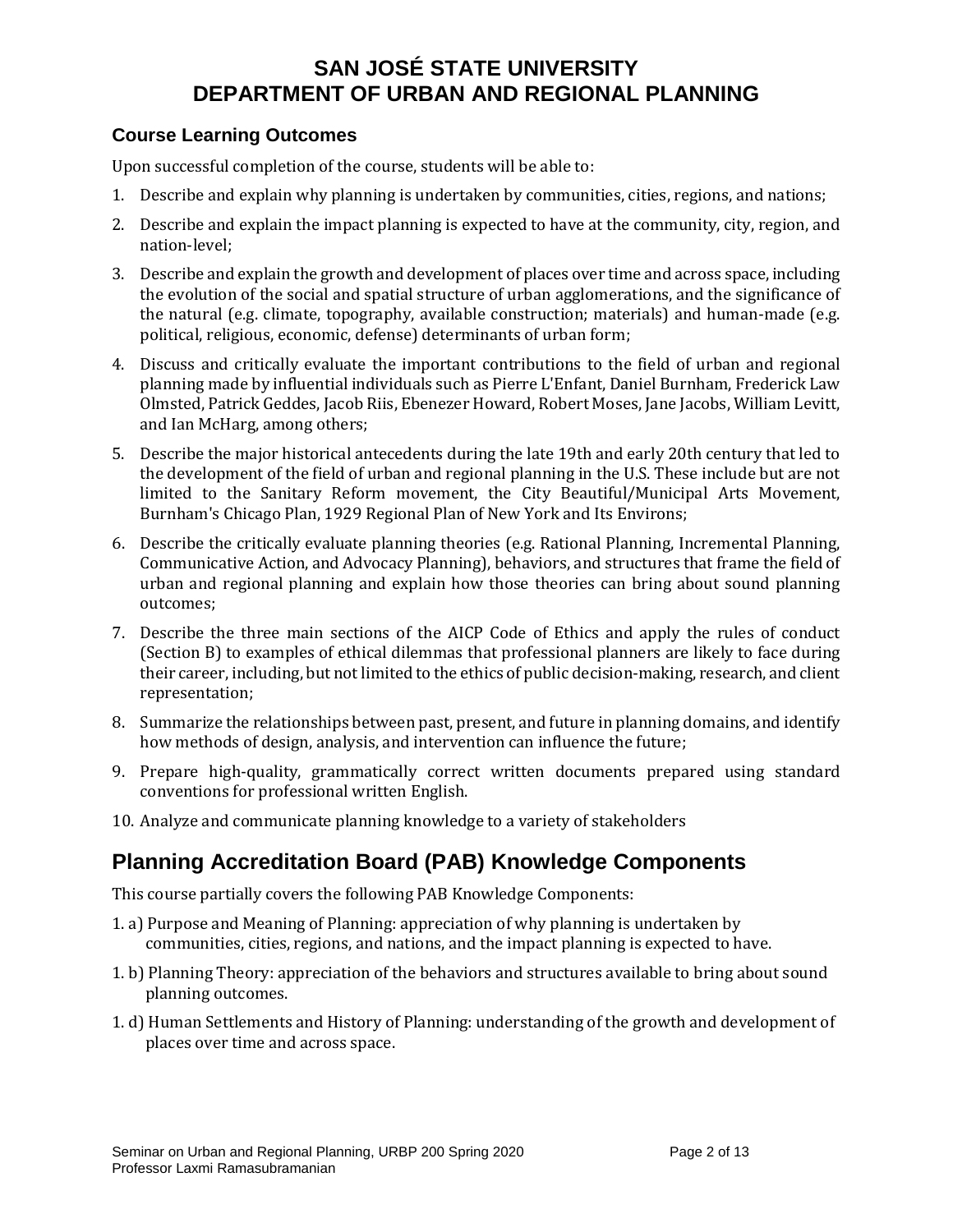# SAN JOSÉ STATE UNIVERSITY
# DEPARTMENT OF URBAN AND REGIONAL PLANNING

### Course Learning Outcomes

Upon successful completion of the course, students will be able to:

1. Describe and explain why planning is undertaken by communities, cities, regions, and nations;
2. Describe and explain the impact planning is expected to have at the community, city, region, and nation-level;
3. Describe and explain the growth and development of places over time and across space, including the evolution of the social and spatial structure of urban agglomerations, and the significance of the natural (e.g. climate, topography, available construction; materials) and human-made (e.g. political, religious, economic, defense) determinants of urban form;
4. Discuss and critically evaluate the important contributions to the field of urban and regional planning made by influential individuals such as Pierre L'Enfant, Daniel Burnham, Frederick Law Olmsted, Patrick Geddes, Jacob Riis, Ebenezer Howard, Robert Moses, Jane Jacobs, William Levitt, and Ian McHarg, among others;
5. Describe the major historical antecedents during the late 19th and early 20th century that led to the development of the field of urban and regional planning in the U.S. These include but are not limited to the Sanitary Reform movement, the City Beautiful/Municipal Arts Movement, Burnham's Chicago Plan, 1929 Regional Plan of New York and Its Environs;
6. Describe the critically evaluate planning theories (e.g. Rational Planning, Incremental Planning, Communicative Action, and Advocacy Planning), behaviors, and structures that frame the field of urban and regional planning and explain how those theories can bring about sound planning outcomes;
7. Describe the three main sections of the AICP Code of Ethics and apply the rules of conduct (Section B) to examples of ethical dilemmas that professional planners are likely to face during their career, including, but not limited to the ethics of public decision-making, research, and client representation;
8. Summarize the relationships between past, present, and future in planning domains, and identify how methods of design, analysis, and intervention can influence the future;
9. Prepare high-quality, grammatically correct written documents prepared using standard conventions for professional written English.
10. Analyze and communicate planning knowledge to a variety of stakeholders

## Planning Accreditation Board (PAB) Knowledge Components

This course partially covers the following PAB Knowledge Components:

1. a) Purpose and Meaning of Planning: appreciation of why planning is undertaken by communities, cities, regions, and nations, and the impact planning is expected to have.

1. b) Planning Theory: appreciation of the behaviors and structures available to bring about sound planning outcomes.

1. d) Human Settlements and History of Planning: understanding of the growth and development of places over time and across space.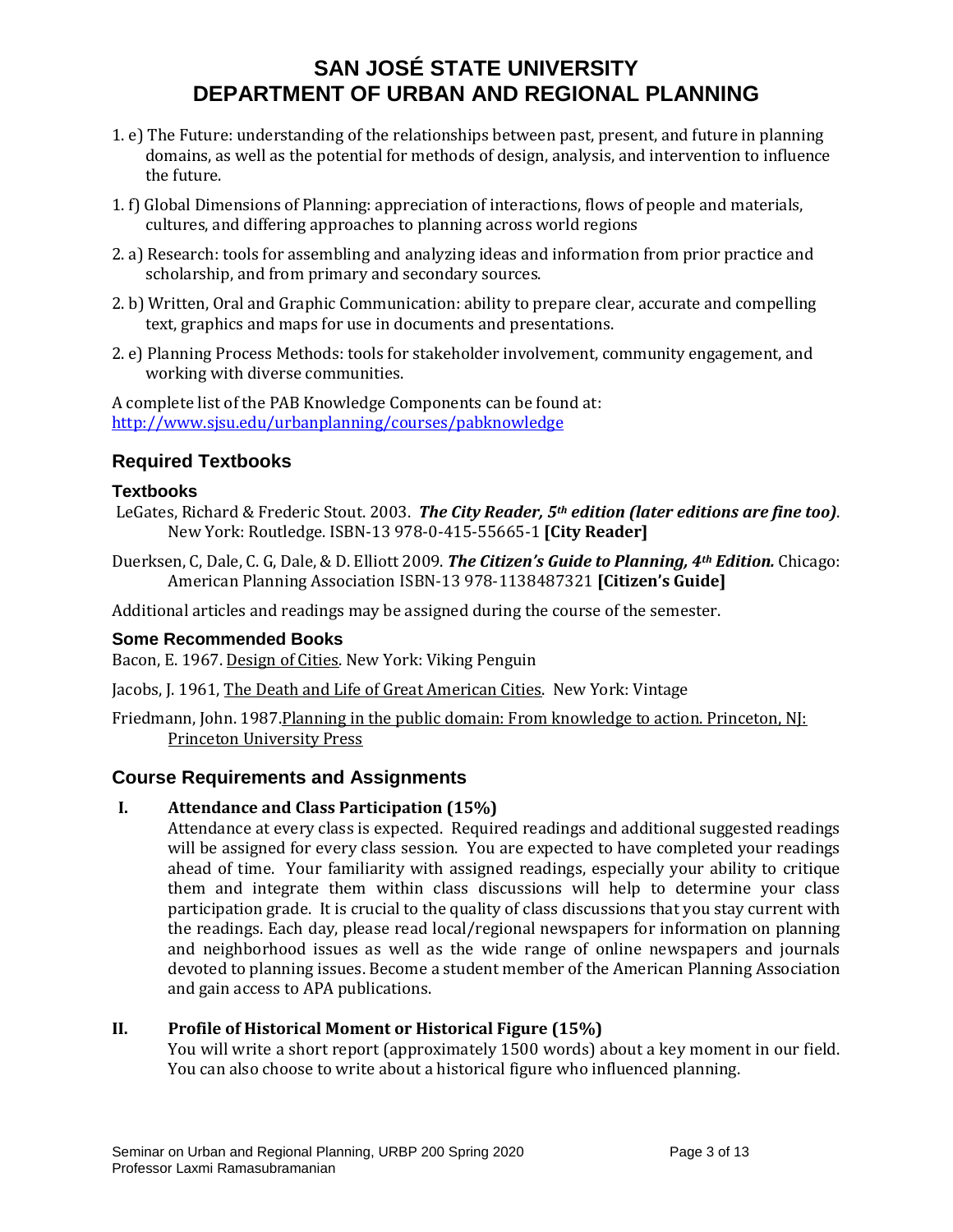1. e) The Future: understanding of the relationships between past, present, and future in planning domains, as well as the potential for methods of design, analysis, and intervention to influence the future.

1. f) Global Dimensions of Planning: appreciation of interactions, flows of people and materials, cultures, and differing approaches to planning across world regions

2. a) Research: tools for assembling and analyzing ideas and information from prior practice and scholarship, and from primary and secondary sources.

2. b) Written, Oral and Graphic Communication: ability to prepare clear, accurate and compelling text, graphics and maps for use in documents and presentations.

2. e) Planning Process Methods: tools for stakeholder involvement, community engagement, and working with diverse communities.

A complete list of the PAB Knowledge Components can be found at: http://www.sjsu.edu/urbanplanning/courses/pabknowledge

## Required Textbooks

### Textbooks

LeGates, Richard & Frederic Stout. 2003. ***The City Reader, 5th edition (later editions are fine too)***. New York: Routledge. ISBN-13 978-0-415-55665-1 **[City Reader]**

Duerksen, C, Dale, C. G, Dale, & D. Elliott 2009. ***The Citizen's Guide to Planning, 4th Edition.*** Chicago: American Planning Association ISBN-13 978-1138487321 **[Citizen's Guide]**

Additional articles and readings may be assigned during the course of the semester.

### Some Recommended Books

Bacon, E. 1967. Design of Cities. New York: Viking Penguin

Jacobs, J. 1961, The Death and Life of Great American Cities. New York: Vintage

Friedmann, John. 1987. Planning in the public domain: From knowledge to action. Princeton, NJ: Princeton University Press

## Course Requirements and Assignments

**I. Attendance and Class Participation (15%)**

Attendance at every class is expected. Required readings and additional suggested readings will be assigned for every class session. You are expected to have completed your readings ahead of time. Your familiarity with assigned readings, especially your ability to critique them and integrate them within class discussions will help to determine your class participation grade. It is crucial to the quality of class discussions that you stay current with the readings. Each day, please read local/regional newspapers for information on planning and neighborhood issues as well as the wide range of online newspapers and journals devoted to planning issues. Become a student member of the American Planning Association and gain access to APA publications.

**II. Profile of Historical Moment or Historical Figure (15%)**

You will write a short report (approximately 1500 words) about a key moment in our field. You can also choose to write about a historical figure who influenced planning.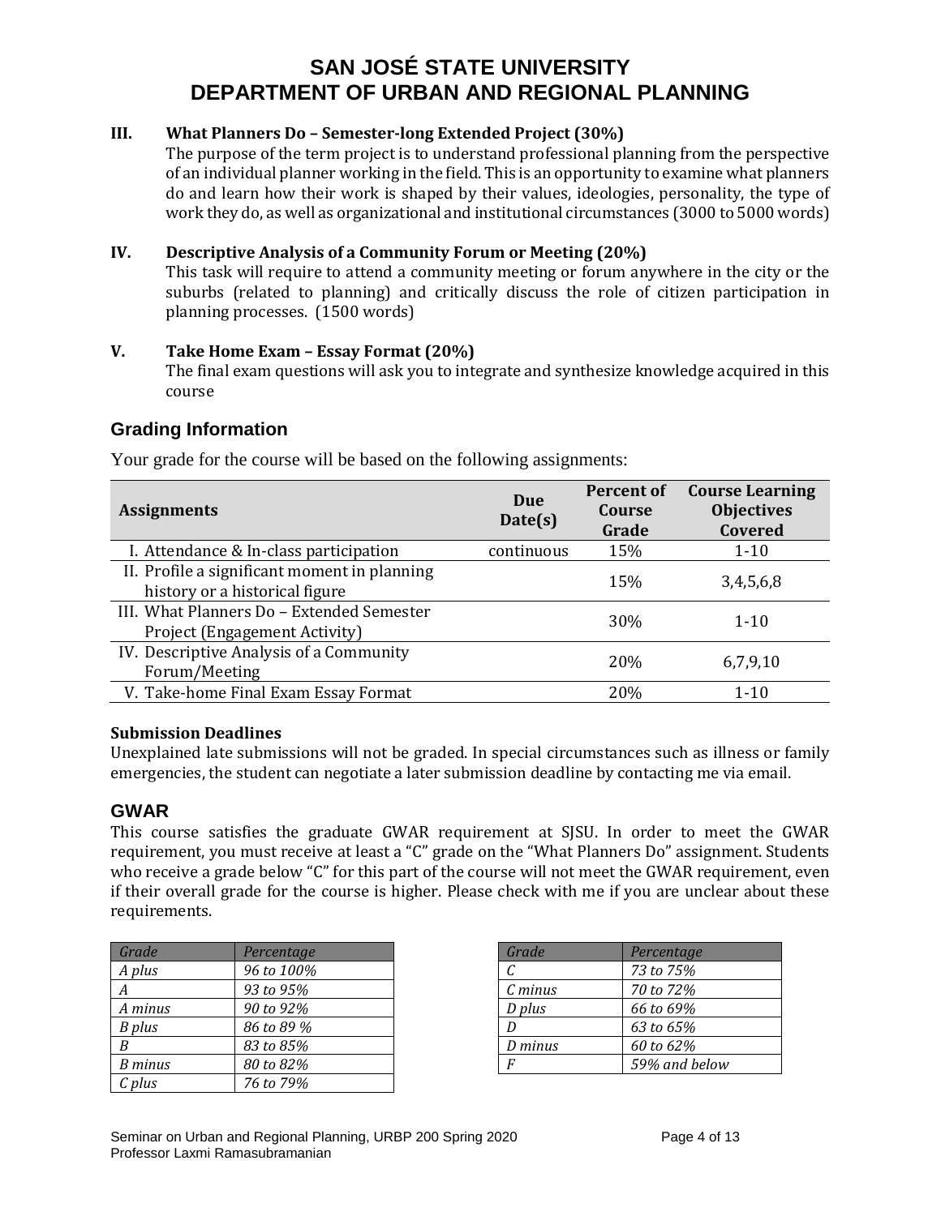### III. What Planners Do – Semester-long Extended Project (30%)

The purpose of the term project is to understand professional planning from the perspective of an individual planner working in the field. This is an opportunity to examine what planners do and learn how their work is shaped by their values, ideologies, personality, the type of work they do, as well as organizational and institutional circumstances (3000 to 5000 words)

### IV. Descriptive Analysis of a Community Forum or Meeting (20%)

This task will require to attend a community meeting or forum anywhere in the city or the suburbs (related to planning) and critically discuss the role of citizen participation in planning processes. (1500 words)

### V. Take Home Exam – Essay Format (20%)

The final exam questions will ask you to integrate and synthesize knowledge acquired in this course

## Grading Information

Your grade for the course will be based on the following assignments:

| Assignments | Due Date(s) | Percent of Course Grade | Course Learning Objectives Covered |
|---|---|---|---|
| I. Attendance & In-class participation | continuous | 15% | 1-10 |
| II. Profile a significant moment in planning history or a historical figure | | 15% | 3,4,5,6,8 |
| III. What Planners Do – Extended Semester Project (Engagement Activity) | | 30% | 1-10 |
| IV. Descriptive Analysis of a Community Forum/Meeting | | 20% | 6,7,9,10 |
| V. Take-home Final Exam Essay Format | | 20% | 1-10 |

**Submission Deadlines**

Unexplained late submissions will not be graded. In special circumstances such as illness or family emergencies, the student can negotiate a later submission deadline by contacting me via email.

## GWAR

This course satisfies the graduate GWAR requirement at SJSU. In order to meet the GWAR requirement, you must receive at least a "C" grade on the "What Planners Do" assignment. Students who receive a grade below "C" for this part of the course will not meet the GWAR requirement, even if their overall grade for the course is higher. Please check with me if you are unclear about these requirements.

| *Grade* | *Percentage* |
|---|---|
| *A plus* | *96 to 100%* |
| *A* | *93 to 95%* |
| *A minus* | *90 to 92%* |
| *B plus* | *86 to 89 %* |
| *B* | *83 to 85%* |
| *B minus* | *80 to 82%* |
| *C plus* | *76 to 79%* |

| *Grade* | *Percentage* |
|---|---|
| *C* | *73 to 75%* |
| *C minus* | *70 to 72%* |
| *D plus* | *66 to 69%* |
| *D* | *63 to 65%* |
| *D minus* | *60 to 62%* |
| *F* | *59% and below* |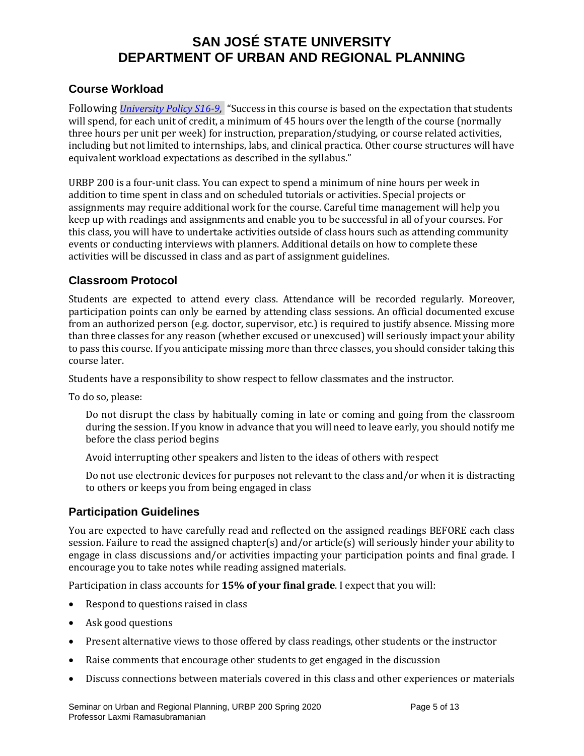## Course Workload

Following *University Policy S16-9*, "Success in this course is based on the expectation that students will spend, for each unit of credit, a minimum of 45 hours over the length of the course (normally three hours per unit per week) for instruction, preparation/studying, or course related activities, including but not limited to internships, labs, and clinical practica. Other course structures will have equivalent workload expectations as described in the syllabus."

URBP 200 is a four-unit class. You can expect to spend a minimum of nine hours per week in addition to time spent in class and on scheduled tutorials or activities. Special projects or assignments may require additional work for the course. Careful time management will help you keep up with readings and assignments and enable you to be successful in all of your courses. For this class, you will have to undertake activities outside of class hours such as attending community events or conducting interviews with planners. Additional details on how to complete these activities will be discussed in class and as part of assignment guidelines.

## Classroom Protocol

Students are expected to attend every class. Attendance will be recorded regularly. Moreover, participation points can only be earned by attending class sessions. An official documented excuse from an authorized person (e.g. doctor, supervisor, etc.) is required to justify absence. Missing more than three classes for any reason (whether excused or unexcused) will seriously impact your ability to pass this course. If you anticipate missing more than three classes, you should consider taking this course later.

Students have a responsibility to show respect to fellow classmates and the instructor.

To do so, please:

Do not disrupt the class by habitually coming in late or coming and going from the classroom during the session. If you know in advance that you will need to leave early, you should notify me before the class period begins

Avoid interrupting other speakers and listen to the ideas of others with respect

Do not use electronic devices for purposes not relevant to the class and/or when it is distracting to others or keeps you from being engaged in class

## Participation Guidelines

You are expected to have carefully read and reflected on the assigned readings BEFORE each class session. Failure to read the assigned chapter(s) and/or article(s) will seriously hinder your ability to engage in class discussions and/or activities impacting your participation points and final grade. I encourage you to take notes while reading assigned materials.

Participation in class accounts for **15% of your final grade**. I expect that you will:

- Respond to questions raised in class
- Ask good questions
- Present alternative views to those offered by class readings, other students or the instructor
- Raise comments that encourage other students to get engaged in the discussion
- Discuss connections between materials covered in this class and other experiences or materials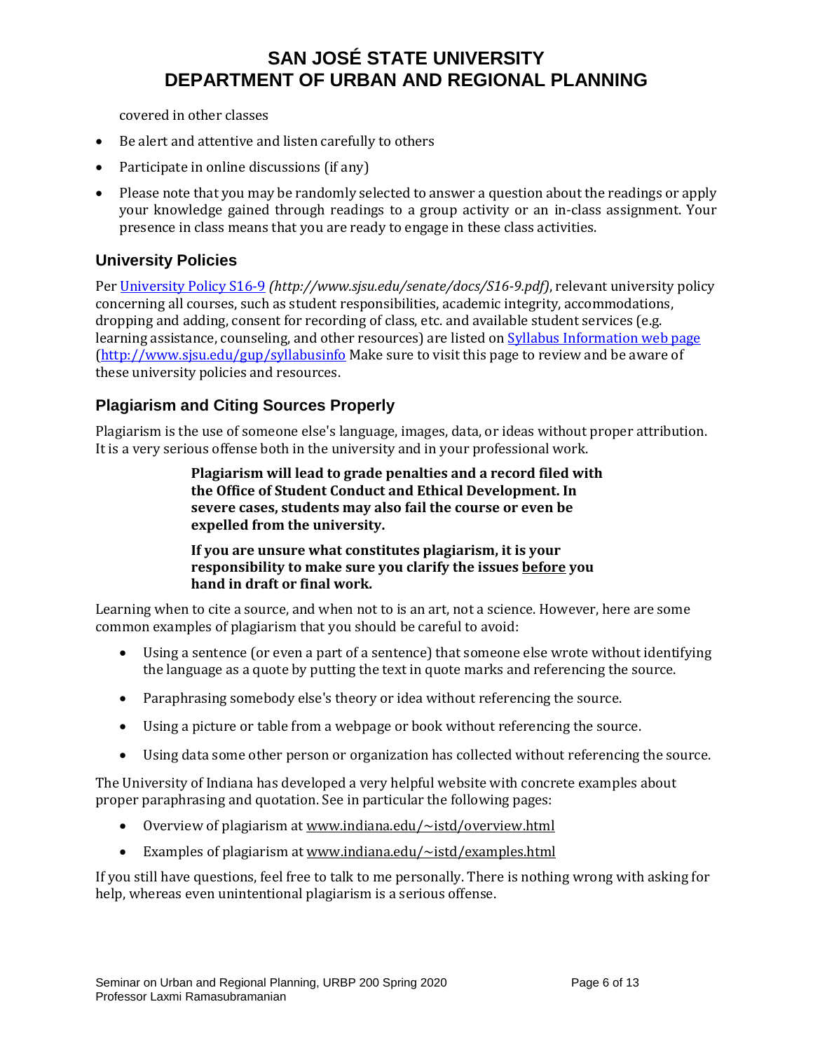covered in other classes

- Be alert and attentive and listen carefully to others
- Participate in online discussions (if any)
- Please note that you may be randomly selected to answer a question about the readings or apply your knowledge gained through readings to a group activity or an in-class assignment. Your presence in class means that you are ready to engage in these class activities.

## University Policies

Per [University Policy S16-9](http://www.sjsu.edu/senate/docs/S16-9.pdf) *(http://www.sjsu.edu/senate/docs/S16-9.pdf)*, relevant university policy concerning all courses, such as student responsibilities, academic integrity, accommodations, dropping and adding, consent for recording of class, etc. and available student services (e.g. learning assistance, counseling, and other resources) are listed on [Syllabus Information web page](http://www.sjsu.edu/gup/syllabusinfo) ([http://www.sjsu.edu/gup/syllabusinfo](http://www.sjsu.edu/gup/syllabusinfo) Make sure to visit this page to review and be aware of these university policies and resources.

## Plagiarism and Citing Sources Properly

Plagiarism is the use of someone else's language, images, data, or ideas without proper attribution. It is a very serious offense both in the university and in your professional work.

> **Plagiarism will lead to grade penalties and a record filed with the Office of Student Conduct and Ethical Development. In severe cases, students may also fail the course or even be expelled from the university.**
>
> **If you are unsure what constitutes plagiarism, it is your responsibility to make sure you clarify the issues <u>before</u> you hand in draft or final work.**

Learning when to cite a source, and when not to is an art, not a science. However, here are some common examples of plagiarism that you should be careful to avoid:

- Using a sentence (or even a part of a sentence) that someone else wrote without identifying the language as a quote by putting the text in quote marks and referencing the source.
- Paraphrasing somebody else's theory or idea without referencing the source.
- Using a picture or table from a webpage or book without referencing the source.
- Using data some other person or organization has collected without referencing the source.

The University of Indiana has developed a very helpful website with concrete examples about proper paraphrasing and quotation. See in particular the following pages:

- Overview of plagiarism at www.indiana.edu/~istd/overview.html
- Examples of plagiarism at www.indiana.edu/~istd/examples.html

If you still have questions, feel free to talk to me personally. There is nothing wrong with asking for help, whereas even unintentional plagiarism is a serious offense.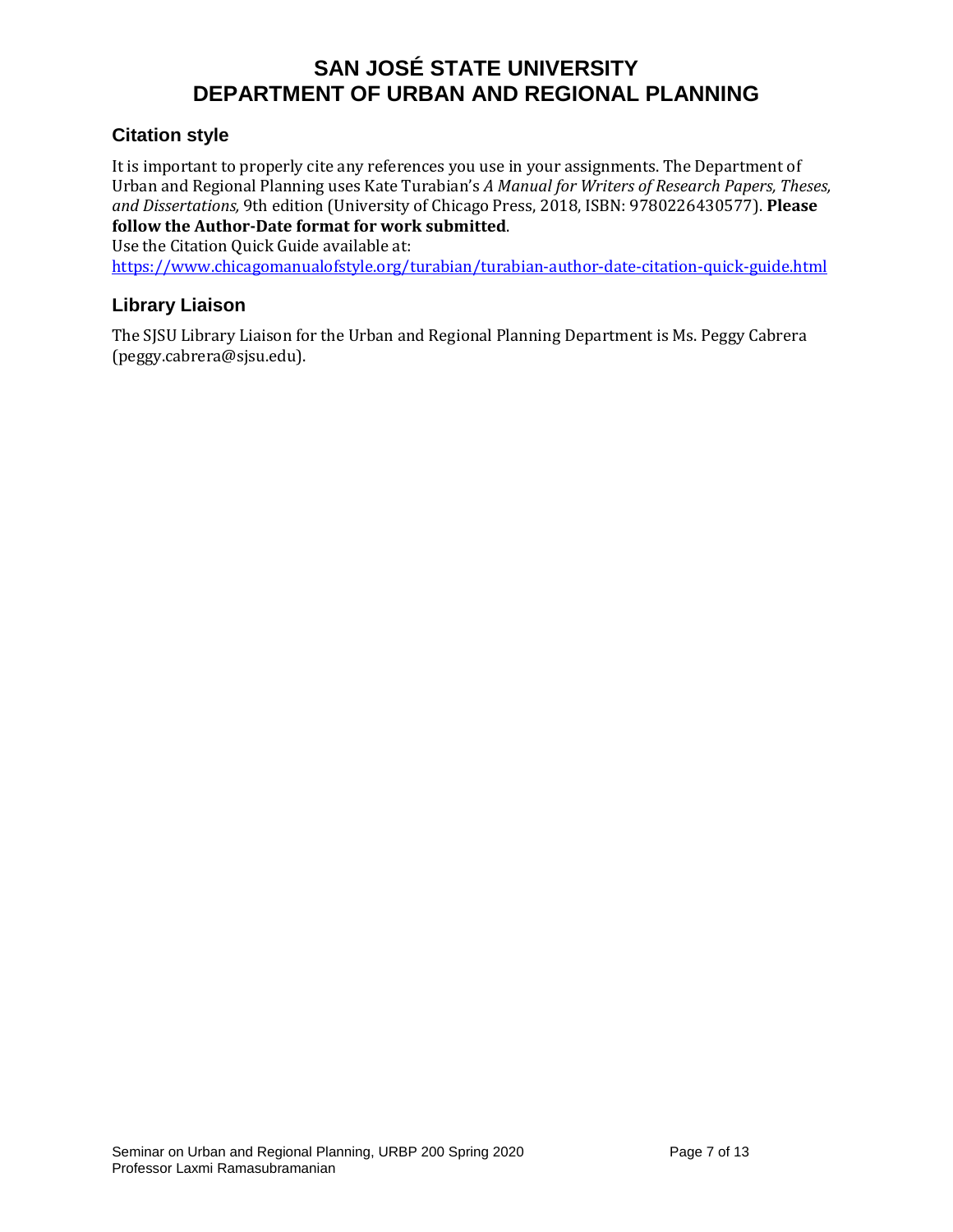## Citation style

It is important to properly cite any references you use in your assignments. The Department of Urban and Regional Planning uses Kate Turabian's *A Manual for Writers of Research Papers, Theses, and Dissertations,* 9th edition (University of Chicago Press, 2018, ISBN: 9780226430577). **Please follow the Author-Date format for work submitted**.
Use the Citation Quick Guide available at:
[https://www.chicagomanualofstyle.org/turabian/turabian-author-date-citation-quick-guide.html](https://www.chicagomanualofstyle.org/turabian/turabian-author-date-citation-quick-guide.html)

## Library Liaison

The SJSU Library Liaison for the Urban and Regional Planning Department is Ms. Peggy Cabrera (peggy.cabrera@sjsu.edu).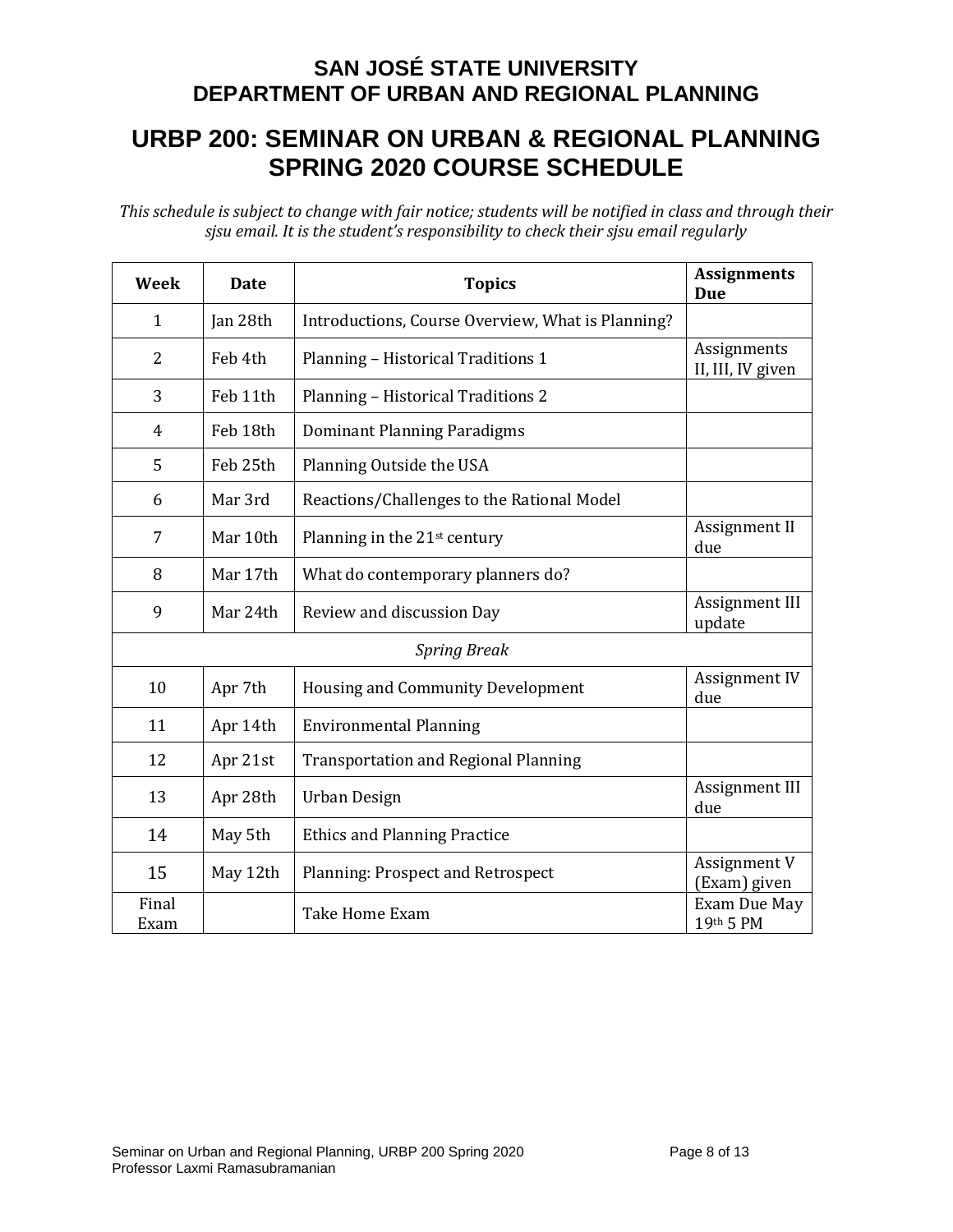## SAN JOSÉ STATE UNIVERSITY
## DEPARTMENT OF URBAN AND REGIONAL PLANNING

# URBP 200: SEMINAR ON URBAN & REGIONAL PLANNING SPRING 2020 COURSE SCHEDULE

*This schedule is subject to change with fair notice; students will be notified in class and through their sjsu email. It is the student's responsibility to check their sjsu email regularly*

| Week | Date | Topics | Assignments Due |
|---|---|---|---|
| 1 | Jan 28th | Introductions, Course Overview, What is Planning? | |
| 2 | Feb 4th | Planning – Historical Traditions 1 | Assignments II, III, IV given |
| 3 | Feb 11th | Planning – Historical Traditions 2 | |
| 4 | Feb 18th | Dominant Planning Paradigms | |
| 5 | Feb 25th | Planning Outside the USA | |
| 6 | Mar 3rd | Reactions/Challenges to the Rational Model | |
| 7 | Mar 10th | Planning in the 21st century | Assignment II due |
| 8 | Mar 17th | What do contemporary planners do? | |
| 9 | Mar 24th | Review and discussion Day | Assignment III update |
| *Spring Break* | | | |
| 10 | Apr 7th | Housing and Community Development | Assignment IV due |
| 11 | Apr 14th | Environmental Planning | |
| 12 | Apr 21st | Transportation and Regional Planning | |
| 13 | Apr 28th | Urban Design | Assignment III due |
| 14 | May 5th | Ethics and Planning Practice | |
| 15 | May 12th | Planning: Prospect and Retrospect | Assignment V (Exam) given |
| Final Exam | | Take Home Exam | Exam Due May 19th 5 PM |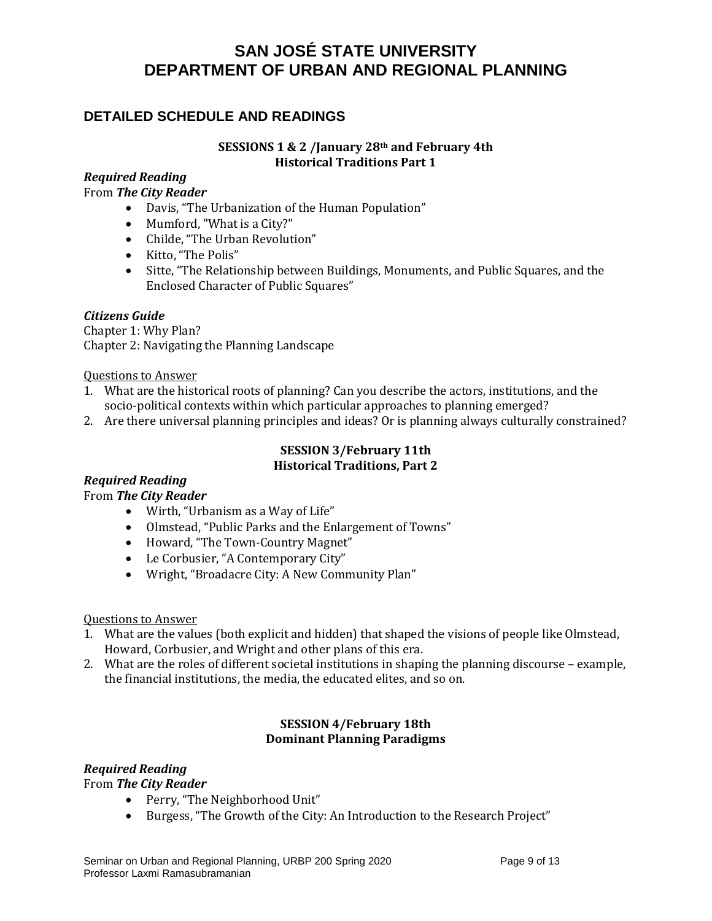# SAN JOSÉ STATE UNIVERSITY
# DEPARTMENT OF URBAN AND REGIONAL PLANNING

## DETAILED SCHEDULE AND READINGS

### SESSIONS 1 & 2 /January 28th and February 4th
### Historical Traditions Part 1

***Required Reading***

From ***The City Reader***

- Davis, "The Urbanization of the Human Population"
- Mumford, "What is a City?"
- Childe, "The Urban Revolution"
- Kitto, "The Polis"
- Sitte, "The Relationship between Buildings, Monuments, and Public Squares, and the Enclosed Character of Public Squares"

***Citizens Guide***

Chapter 1: Why Plan?
Chapter 2: Navigating the Planning Landscape

Questions to Answer

1. What are the historical roots of planning? Can you describe the actors, institutions, and the socio-political contexts within which particular approaches to planning emerged?
2. Are there universal planning principles and ideas? Or is planning always culturally constrained?

### SESSION 3/February 11th
### Historical Traditions, Part 2

***Required Reading***

From ***The City Reader***

- Wirth, "Urbanism as a Way of Life"
- Olmstead, "Public Parks and the Enlargement of Towns"
- Howard, "The Town-Country Magnet"
- Le Corbusier, "A Contemporary City"
- Wright, "Broadacre City: A New Community Plan"

Questions to Answer

1. What are the values (both explicit and hidden) that shaped the visions of people like Olmstead, Howard, Corbusier, and Wright and other plans of this era.
2. What are the roles of different societal institutions in shaping the planning discourse – example, the financial institutions, the media, the educated elites, and so on.

### SESSION 4/February 18th
### Dominant Planning Paradigms

***Required Reading***

From ***The City Reader***

- Perry, "The Neighborhood Unit"
- Burgess, "The Growth of the City: An Introduction to the Research Project"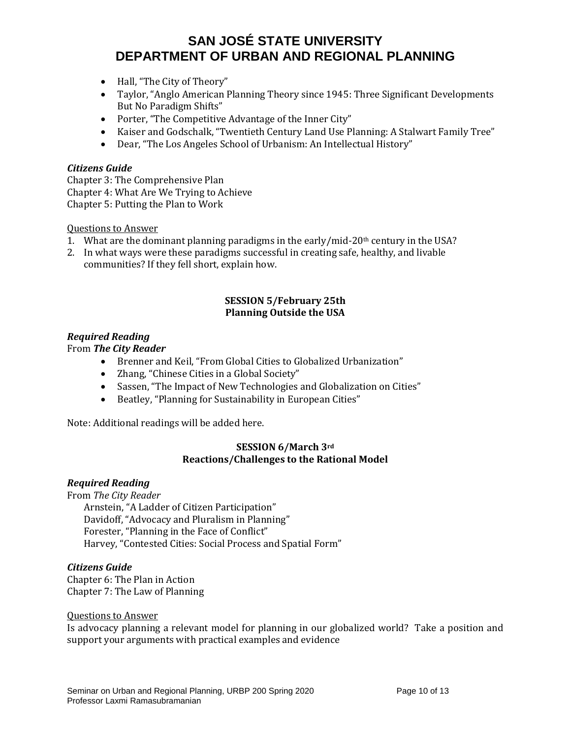- Hall, "The City of Theory"
- Taylor, "Anglo American Planning Theory since 1945: Three Significant Developments But No Paradigm Shifts"
- Porter, "The Competitive Advantage of the Inner City"
- Kaiser and Godschalk, "Twentieth Century Land Use Planning: A Stalwart Family Tree"
- Dear, "The Los Angeles School of Urbanism: An Intellectual History"

***Citizens Guide***

Chapter 3: The Comprehensive Plan
Chapter 4: What Are We Trying to Achieve
Chapter 5: Putting the Plan to Work

Questions to Answer

1. What are the dominant planning paradigms in the early/mid-20th century in the USA?
2. In what ways were these paradigms successful in creating safe, healthy, and livable communities? If they fell short, explain how.

**SESSION 5/February 25th**
**Planning Outside the USA**

***Required Reading***

From ***The City Reader***

- Brenner and Keil, "From Global Cities to Globalized Urbanization"
- Zhang, "Chinese Cities in a Global Society"
- Sassen, "The Impact of New Technologies and Globalization on Cities"
- Beatley, "Planning for Sustainability in European Cities"

Note: Additional readings will be added here.

**SESSION 6/March 3rd**
**Reactions/Challenges to the Rational Model**

***Required Reading***

From *The City Reader*

Arnstein, "A Ladder of Citizen Participation"
Davidoff, "Advocacy and Pluralism in Planning"
Forester, "Planning in the Face of Conflict"
Harvey, "Contested Cities: Social Process and Spatial Form"

***Citizens Guide***

Chapter 6: The Plan in Action
Chapter 7: The Law of Planning

Questions to Answer

Is advocacy planning a relevant model for planning in our globalized world? Take a position and support your arguments with practical examples and evidence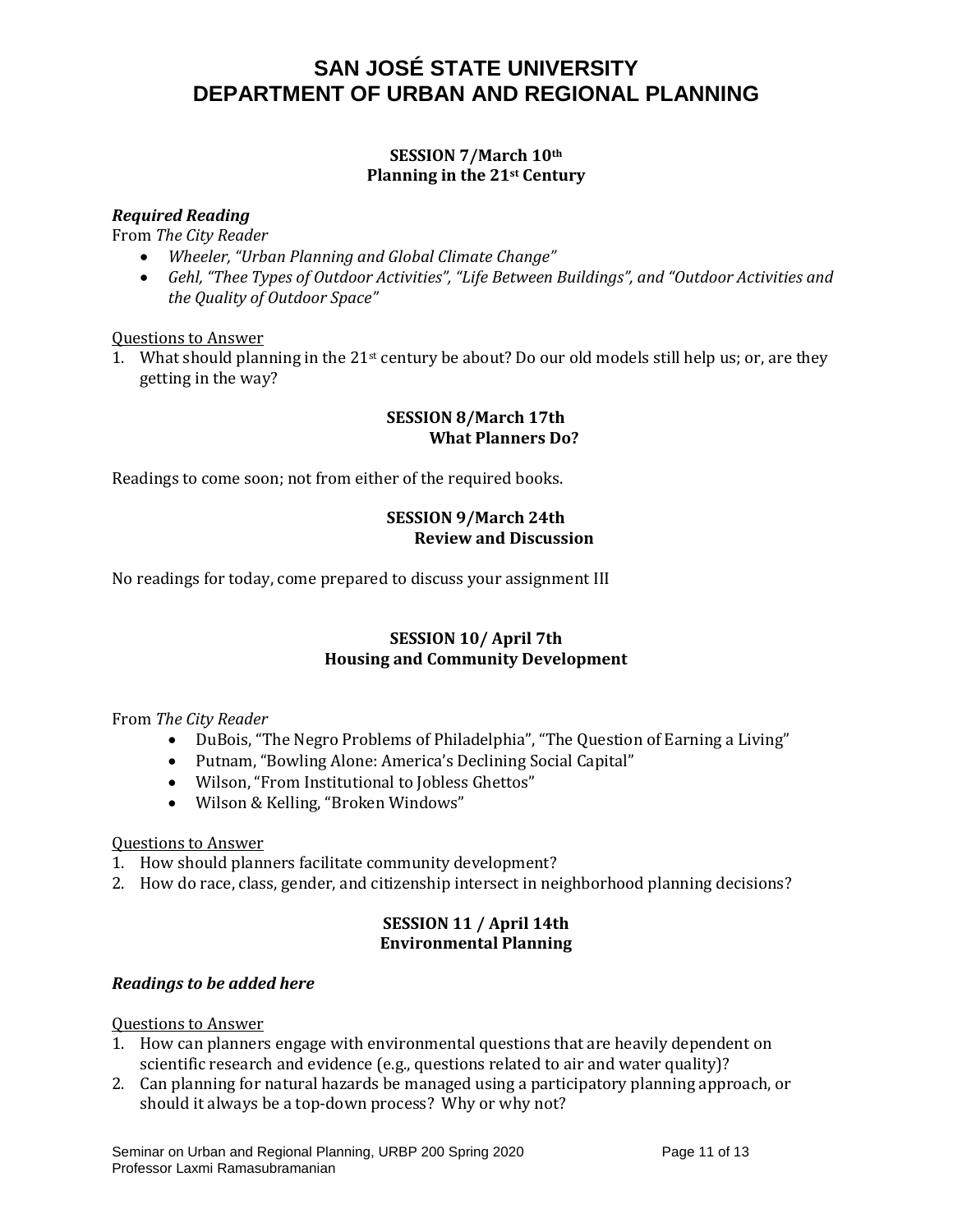# SAN JOSÉ STATE UNIVERSITY
# DEPARTMENT OF URBAN AND REGIONAL PLANNING

**SESSION 7/March 10th**
**Planning in the 21st Century**

***Required Reading***

From *The City Reader*

- *Wheeler, "Urban Planning and Global Climate Change"*
- *Gehl, "Thee Types of Outdoor Activities", "Life Between Buildings", and "Outdoor Activities and the Quality of Outdoor Space"*

Questions to Answer

1. What should planning in the 21st century be about? Do our old models still help us; or, are they getting in the way?

**SESSION 8/March 17th**
**What Planners Do?**

Readings to come soon; not from either of the required books.

**SESSION 9/March 24th**
**Review and Discussion**

No readings for today, come prepared to discuss your assignment III

**SESSION 10/ April 7th**
**Housing and Community Development**

From *The City Reader*

- DuBois, "The Negro Problems of Philadelphia", "The Question of Earning a Living"
- Putnam, "Bowling Alone: America's Declining Social Capital"
- Wilson, "From Institutional to Jobless Ghettos"
- Wilson & Kelling, "Broken Windows"

Questions to Answer

1. How should planners facilitate community development?
2. How do race, class, gender, and citizenship intersect in neighborhood planning decisions?

**SESSION 11 / April 14th**
**Environmental Planning**

***Readings to be added here***

Questions to Answer

1. How can planners engage with environmental questions that are heavily dependent on scientific research and evidence (e.g., questions related to air and water quality)?
2. Can planning for natural hazards be managed using a participatory planning approach, or should it always be a top-down process? Why or why not?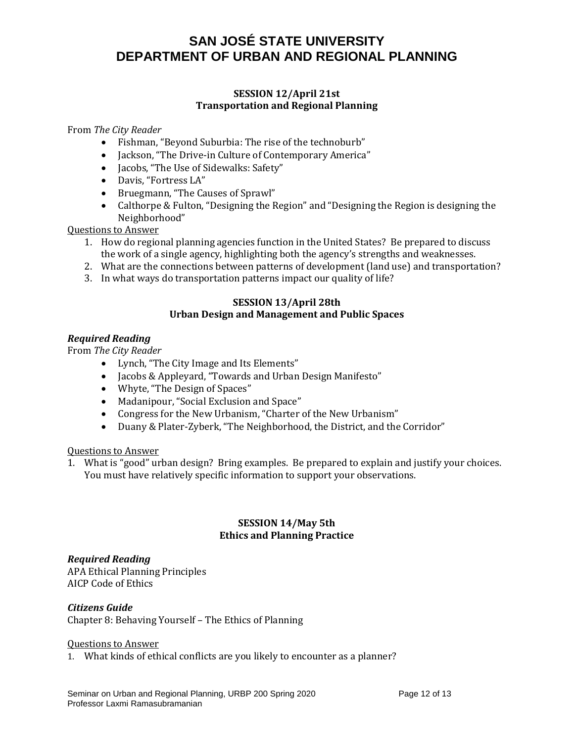# SAN JOSÉ STATE UNIVERSITY
# DEPARTMENT OF URBAN AND REGIONAL PLANNING

### SESSION 12/April 21st
### Transportation and Regional Planning

From *The City Reader*

- Fishman, "Beyond Suburbia: The rise of the technoburb"
- Jackson, "The Drive-in Culture of Contemporary America"
- Jacobs, "The Use of Sidewalks: Safety"
- Davis, "Fortress LA"
- Bruegmann, "The Causes of Sprawl"
- Calthorpe & Fulton, "Designing the Region" and "Designing the Region is designing the Neighborhood"

Questions to Answer

1. How do regional planning agencies function in the United States? Be prepared to discuss the work of a single agency, highlighting both the agency's strengths and weaknesses.
2. What are the connections between patterns of development (land use) and transportation?
3. In what ways do transportation patterns impact our quality of life?

### SESSION 13/April 28th
### Urban Design and Management and Public Spaces

***Required Reading***

From *The City Reader*

- Lynch, "The City Image and Its Elements"
- Jacobs & Appleyard, "Towards and Urban Design Manifesto"
- Whyte, "The Design of Spaces"
- Madanipour, "Social Exclusion and Space"
- Congress for the New Urbanism, "Charter of the New Urbanism"
- Duany & Plater-Zyberk, "The Neighborhood, the District, and the Corridor"

Questions to Answer

1. What is "good" urban design? Bring examples. Be prepared to explain and justify your choices. You must have relatively specific information to support your observations.

### SESSION 14/May 5th
### Ethics and Planning Practice

***Required Reading***

APA Ethical Planning Principles
AICP Code of Ethics

***Citizens Guide***

Chapter 8: Behaving Yourself – The Ethics of Planning

Questions to Answer

1. What kinds of ethical conflicts are you likely to encounter as a planner?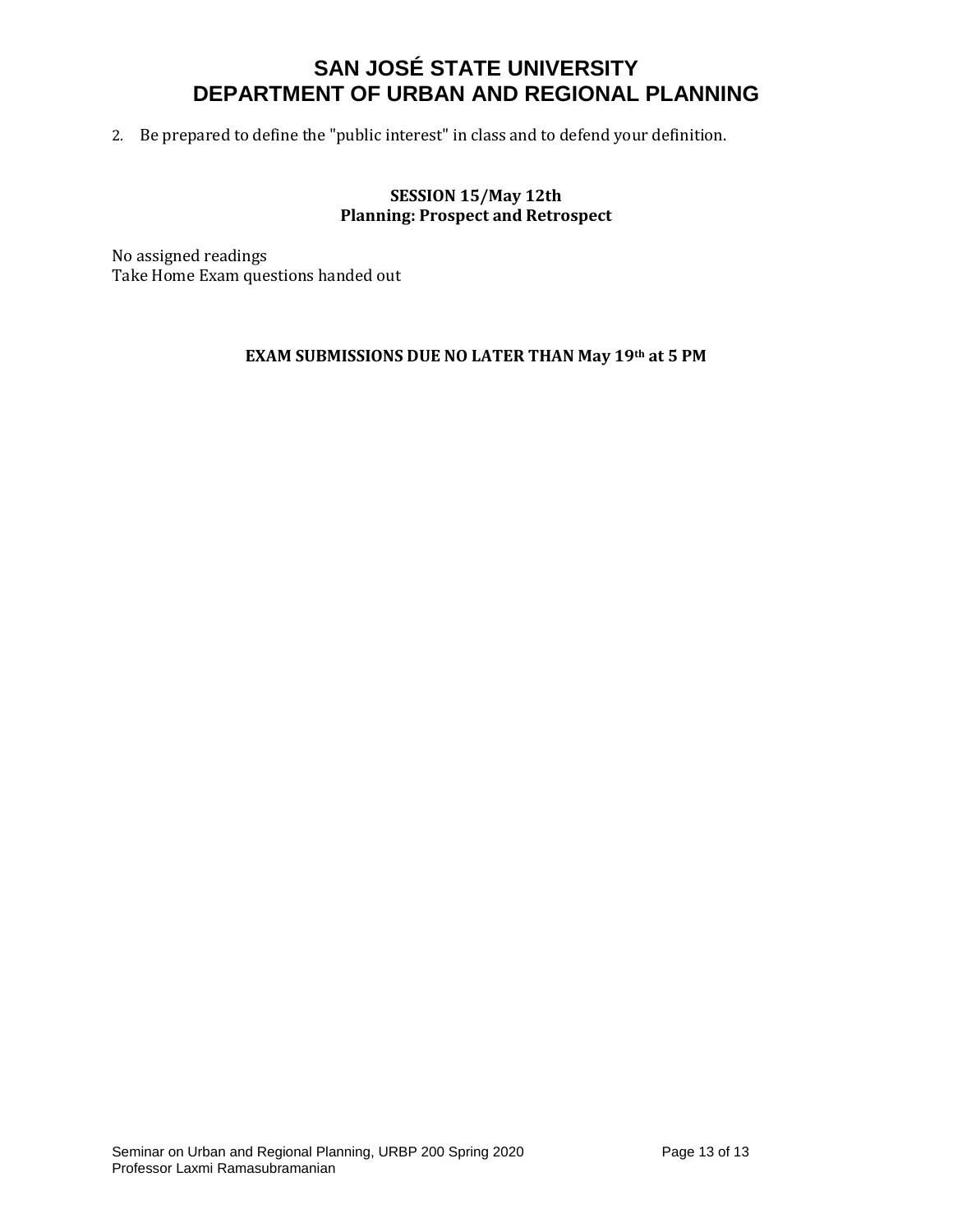2. Be prepared to define the "public interest" in class and to defend your definition.

**SESSION 15/May 12th**
**Planning: Prospect and Retrospect**

No assigned readings
Take Home Exam questions handed out

**EXAM SUBMISSIONS DUE NO LATER THAN May 19th at 5 PM**